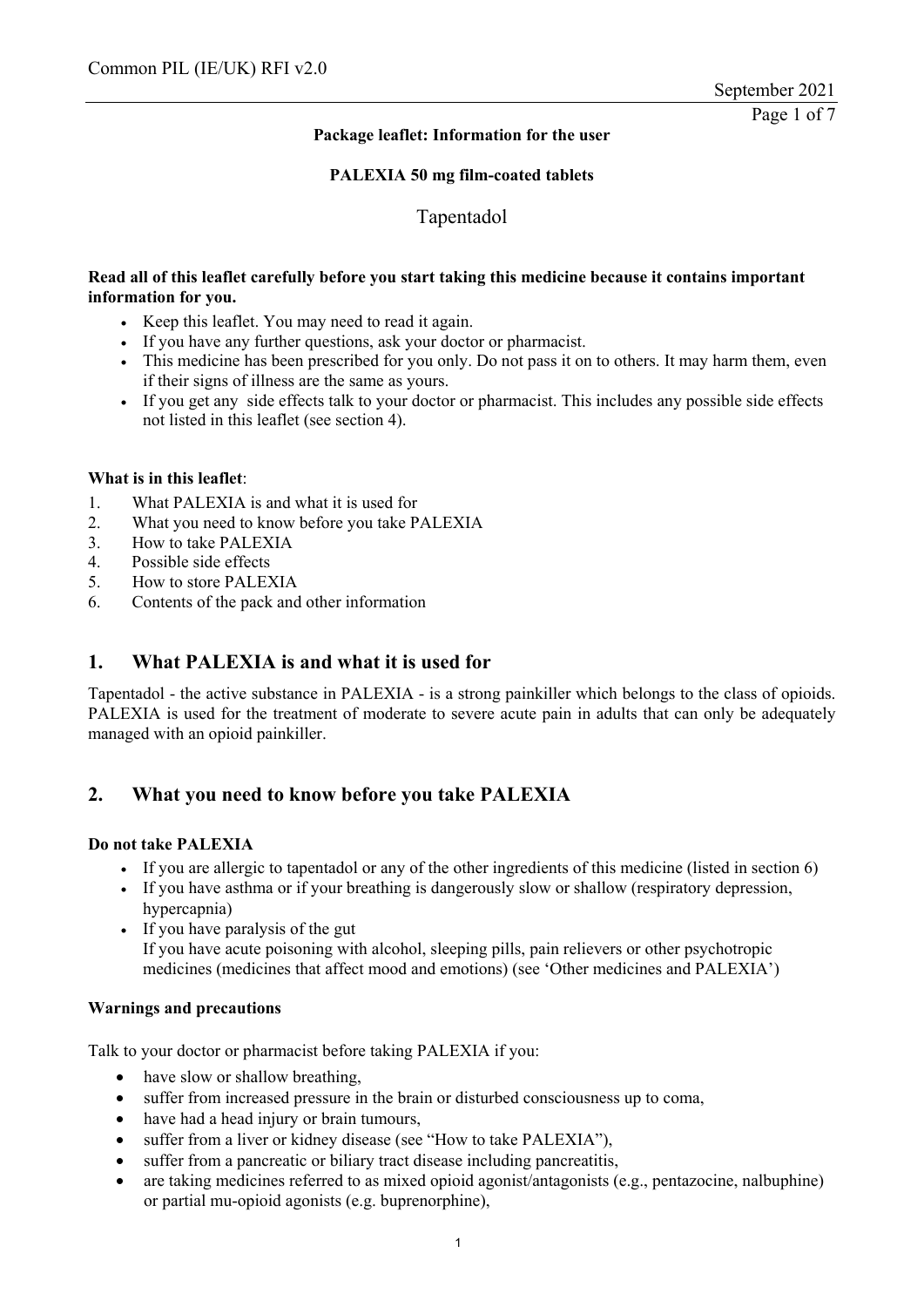**Package leaflet: Information for the user**

**PALEXIA 50 mg film-coated tablets**

Tapentadol

**Read all of this leaflet carefully before you start taking this medicine because it contains important information for you.**

- Keep this leaflet. You may need to read it again.
- If you have any further questions, ask your doctor or pharmacist.
- This medicine has been prescribed for you only. Do not pass it on to others. It may harm them, even if their signs of illness are the same as yours.
- If you get any side effects talk to your doctor or pharmacist. This includes any possible side effects not listed in this leaflet (see section 4).

**What is in this leaflet**:

1. What PALEXIA is and what it is used for
2. What you need to know before you take PALEXIA
3. How to take PALEXIA
4. Possible side effects
5. How to store PALEXIA
6. Contents of the pack and other information

## 1. What PALEXIA is and what it is used for

Tapentadol - the active substance in PALEXIA - is a strong painkiller which belongs to the class of opioids. PALEXIA is used for the treatment of moderate to severe acute pain in adults that can only be adequately managed with an opioid painkiller.

## 2. What you need to know before you take PALEXIA

**Do not take PALEXIA**

- If you are allergic to tapentadol or any of the other ingredients of this medicine (listed in section 6)
- If you have asthma or if your breathing is dangerously slow or shallow (respiratory depression, hypercapnia)
- If you have paralysis of the gut
  If you have acute poisoning with alcohol, sleeping pills, pain relievers or other psychotropic medicines (medicines that affect mood and emotions) (see 'Other medicines and PALEXIA')

**Warnings and precautions**

Talk to your doctor or pharmacist before taking PALEXIA if you:

- have slow or shallow breathing,
- suffer from increased pressure in the brain or disturbed consciousness up to coma,
- have had a head injury or brain tumours,
- suffer from a liver or kidney disease (see "How to take PALEXIA"),
- suffer from a pancreatic or biliary tract disease including pancreatitis,
- are taking medicines referred to as mixed opioid agonist/antagonists (e.g., pentazocine, nalbuphine) or partial mu-opioid agonists (e.g. buprenorphine),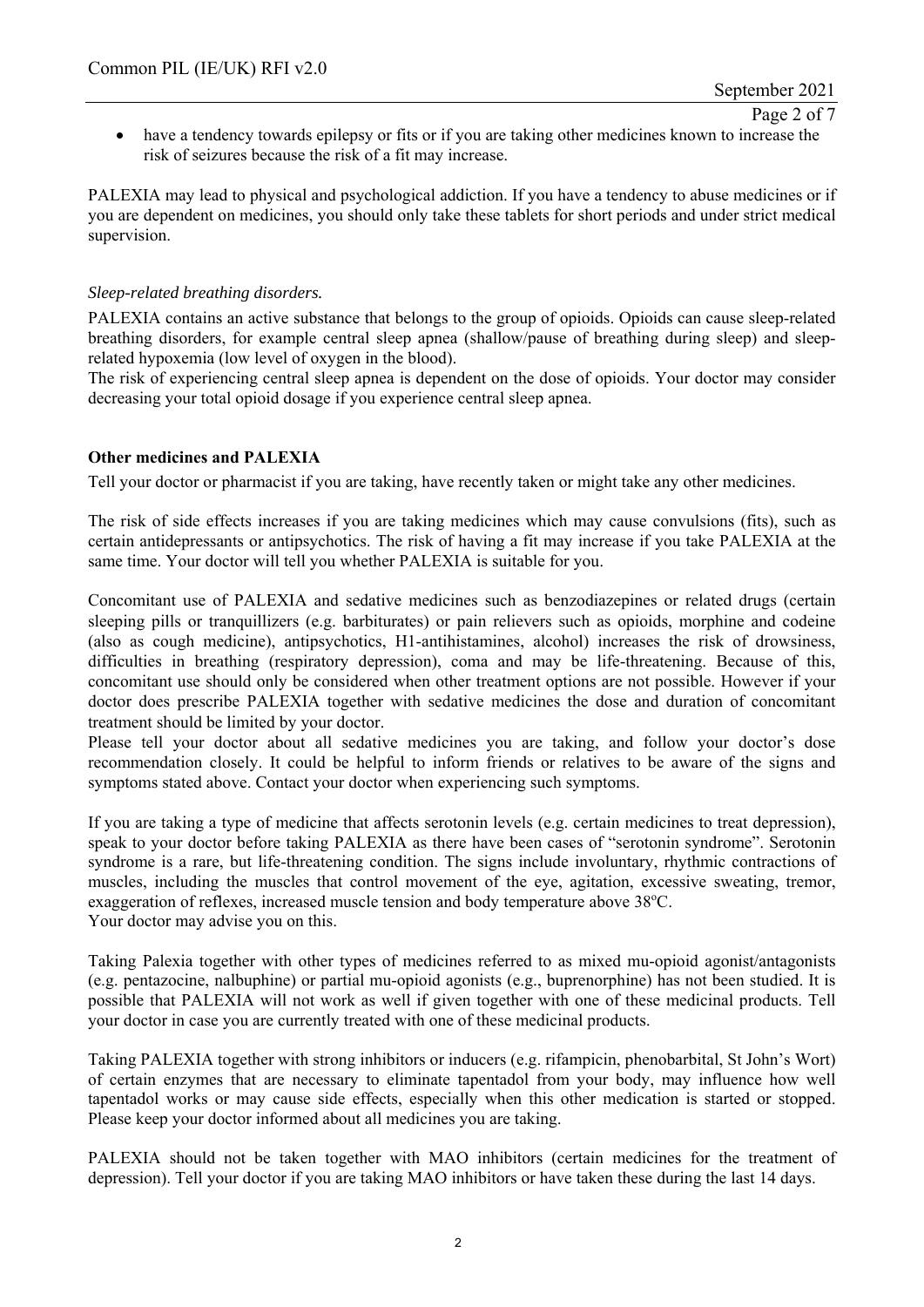- have a tendency towards epilepsy or fits or if you are taking other medicines known to increase the risk of seizures because the risk of a fit may increase.

PALEXIA may lead to physical and psychological addiction. If you have a tendency to abuse medicines or if you are dependent on medicines, you should only take these tablets for short periods and under strict medical supervision.

*Sleep-related breathing disorders.*

PALEXIA contains an active substance that belongs to the group of opioids. Opioids can cause sleep-related breathing disorders, for example central sleep apnea (shallow/pause of breathing during sleep) and sleep-related hypoxemia (low level of oxygen in the blood).

The risk of experiencing central sleep apnea is dependent on the dose of opioids. Your doctor may consider decreasing your total opioid dosage if you experience central sleep apnea.

**Other medicines and PALEXIA**

Tell your doctor or pharmacist if you are taking, have recently taken or might take any other medicines.

The risk of side effects increases if you are taking medicines which may cause convulsions (fits), such as certain antidepressants or antipsychotics. The risk of having a fit may increase if you take PALEXIA at the same time. Your doctor will tell you whether PALEXIA is suitable for you.

Concomitant use of PALEXIA and sedative medicines such as benzodiazepines or related drugs (certain sleeping pills or tranquillizers (e.g. barbiturates) or pain relievers such as opioids, morphine and codeine (also as cough medicine), antipsychotics, H1-antihistamines, alcohol) increases the risk of drowsiness, difficulties in breathing (respiratory depression), coma and may be life-threatening. Because of this, concomitant use should only be considered when other treatment options are not possible. However if your doctor does prescribe PALEXIA together with sedative medicines the dose and duration of concomitant treatment should be limited by your doctor.

Please tell your doctor about all sedative medicines you are taking, and follow your doctor's dose recommendation closely. It could be helpful to inform friends or relatives to be aware of the signs and symptoms stated above. Contact your doctor when experiencing such symptoms.

If you are taking a type of medicine that affects serotonin levels (e.g. certain medicines to treat depression), speak to your doctor before taking PALEXIA as there have been cases of "serotonin syndrome". Serotonin syndrome is a rare, but life-threatening condition. The signs include involuntary, rhythmic contractions of muscles, including the muscles that control movement of the eye, agitation, excessive sweating, tremor, exaggeration of reflexes, increased muscle tension and body temperature above 38°C.

Your doctor may advise you on this.

Taking Palexia together with other types of medicines referred to as mixed mu-opioid agonist/antagonists (e.g. pentazocine, nalbuphine) or partial mu-opioid agonists (e.g., buprenorphine) has not been studied. It is possible that PALEXIA will not work as well if given together with one of these medicinal products. Tell your doctor in case you are currently treated with one of these medicinal products.

Taking PALEXIA together with strong inhibitors or inducers (e.g. rifampicin, phenobarbital, St John's Wort) of certain enzymes that are necessary to eliminate tapentadol from your body, may influence how well tapentadol works or may cause side effects, especially when this other medication is started or stopped. Please keep your doctor informed about all medicines you are taking.

PALEXIA should not be taken together with MAO inhibitors (certain medicines for the treatment of depression). Tell your doctor if you are taking MAO inhibitors or have taken these during the last 14 days.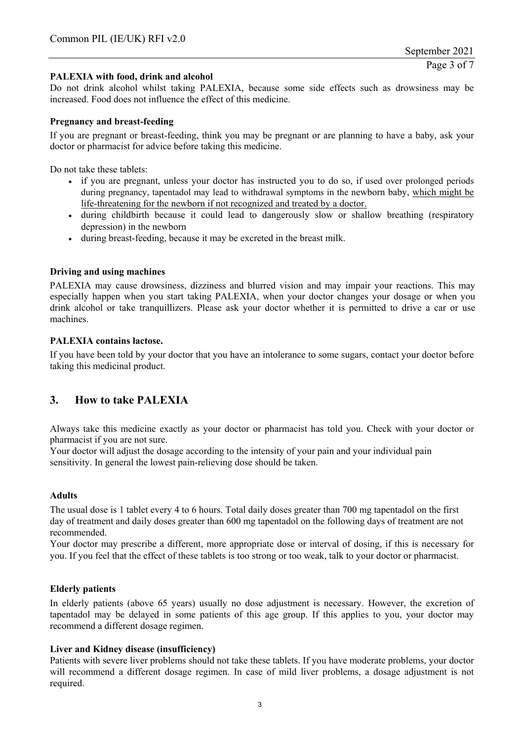**PALEXIA with food, drink and alcohol**

Do not drink alcohol whilst taking PALEXIA, because some side effects such as drowsiness may be increased. Food does not influence the effect of this medicine.

**Pregnancy and breast-feeding**

If you are pregnant or breast-feeding, think you may be pregnant or are planning to have a baby, ask your doctor or pharmacist for advice before taking this medicine.

Do not take these tablets:

- if you are pregnant, unless your doctor has instructed you to do so, if used over prolonged periods during pregnancy, tapentadol may lead to withdrawal symptoms in the newborn baby, <u>which might be life-threatening for the newborn if not recognized and treated by a doctor.</u>
- during childbirth because it could lead to dangerously slow or shallow breathing (respiratory depression) in the newborn
- during breast-feeding, because it may be excreted in the breast milk.

**Driving and using machines**

PALEXIA may cause drowsiness, dizziness and blurred vision and may impair your reactions. This may especially happen when you start taking PALEXIA, when your doctor changes your dosage or when you drink alcohol or take tranquillizers. Please ask your doctor whether it is permitted to drive a car or use machines.

**PALEXIA contains lactose.**

If you have been told by your doctor that you have an intolerance to some sugars, contact your doctor before taking this medicinal product.

## 3. How to take PALEXIA

Always take this medicine exactly as your doctor or pharmacist has told you. Check with your doctor or pharmacist if you are not sure.
Your doctor will adjust the dosage according to the intensity of your pain and your individual pain sensitivity. In general the lowest pain-relieving dose should be taken.

**Adults**

The usual dose is 1 tablet every 4 to 6 hours. Total daily doses greater than 700 mg tapentadol on the first day of treatment and daily doses greater than 600 mg tapentadol on the following days of treatment are not recommended.
Your doctor may prescribe a different, more appropriate dose or interval of dosing, if this is necessary for you. If you feel that the effect of these tablets is too strong or too weak, talk to your doctor or pharmacist.

**Elderly patients**

In elderly patients (above 65 years) usually no dose adjustment is necessary. However, the excretion of tapentadol may be delayed in some patients of this age group. If this applies to you, your doctor may recommend a different dosage regimen.

**Liver and Kidney disease (insufficiency)**

Patients with severe liver problems should not take these tablets. If you have moderate problems, your doctor will recommend a different dosage regimen. In case of mild liver problems, a dosage adjustment is not required.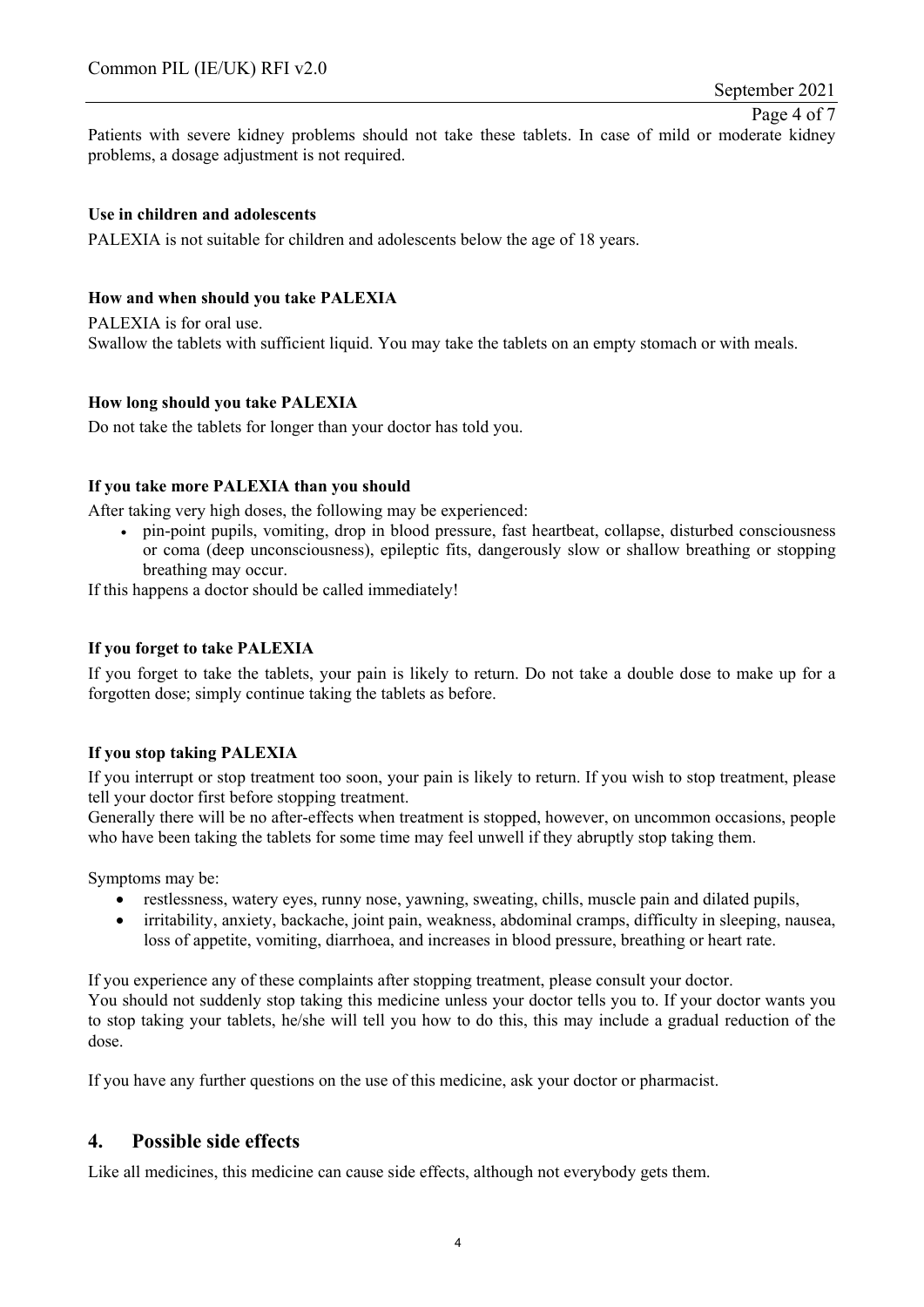Patients with severe kidney problems should not take these tablets. In case of mild or moderate kidney problems, a dosage adjustment is not required.

**Use in children and adolescents**

PALEXIA is not suitable for children and adolescents below the age of 18 years.

**How and when should you take PALEXIA**

PALEXIA is for oral use.
Swallow the tablets with sufficient liquid. You may take the tablets on an empty stomach or with meals.

**How long should you take PALEXIA**

Do not take the tablets for longer than your doctor has told you.

**If you take more PALEXIA than you should**

After taking very high doses, the following may be experienced:

- pin-point pupils, vomiting, drop in blood pressure, fast heartbeat, collapse, disturbed consciousness or coma (deep unconsciousness), epileptic fits, dangerously slow or shallow breathing or stopping breathing may occur.

If this happens a doctor should be called immediately!

**If you forget to take PALEXIA**

If you forget to take the tablets, your pain is likely to return. Do not take a double dose to make up for a forgotten dose; simply continue taking the tablets as before.

**If you stop taking PALEXIA**

If you interrupt or stop treatment too soon, your pain is likely to return. If you wish to stop treatment, please tell your doctor first before stopping treatment.
Generally there will be no after-effects when treatment is stopped, however, on uncommon occasions, people who have been taking the tablets for some time may feel unwell if they abruptly stop taking them.

Symptoms may be:

- restlessness, watery eyes, runny nose, yawning, sweating, chills, muscle pain and dilated pupils,
- irritability, anxiety, backache, joint pain, weakness, abdominal cramps, difficulty in sleeping, nausea, loss of appetite, vomiting, diarrhoea, and increases in blood pressure, breathing or heart rate.

If you experience any of these complaints after stopping treatment, please consult your doctor.
You should not suddenly stop taking this medicine unless your doctor tells you to. If your doctor wants you to stop taking your tablets, he/she will tell you how to do this, this may include a gradual reduction of the dose.

If you have any further questions on the use of this medicine, ask your doctor or pharmacist.

## 4. Possible side effects

Like all medicines, this medicine can cause side effects, although not everybody gets them.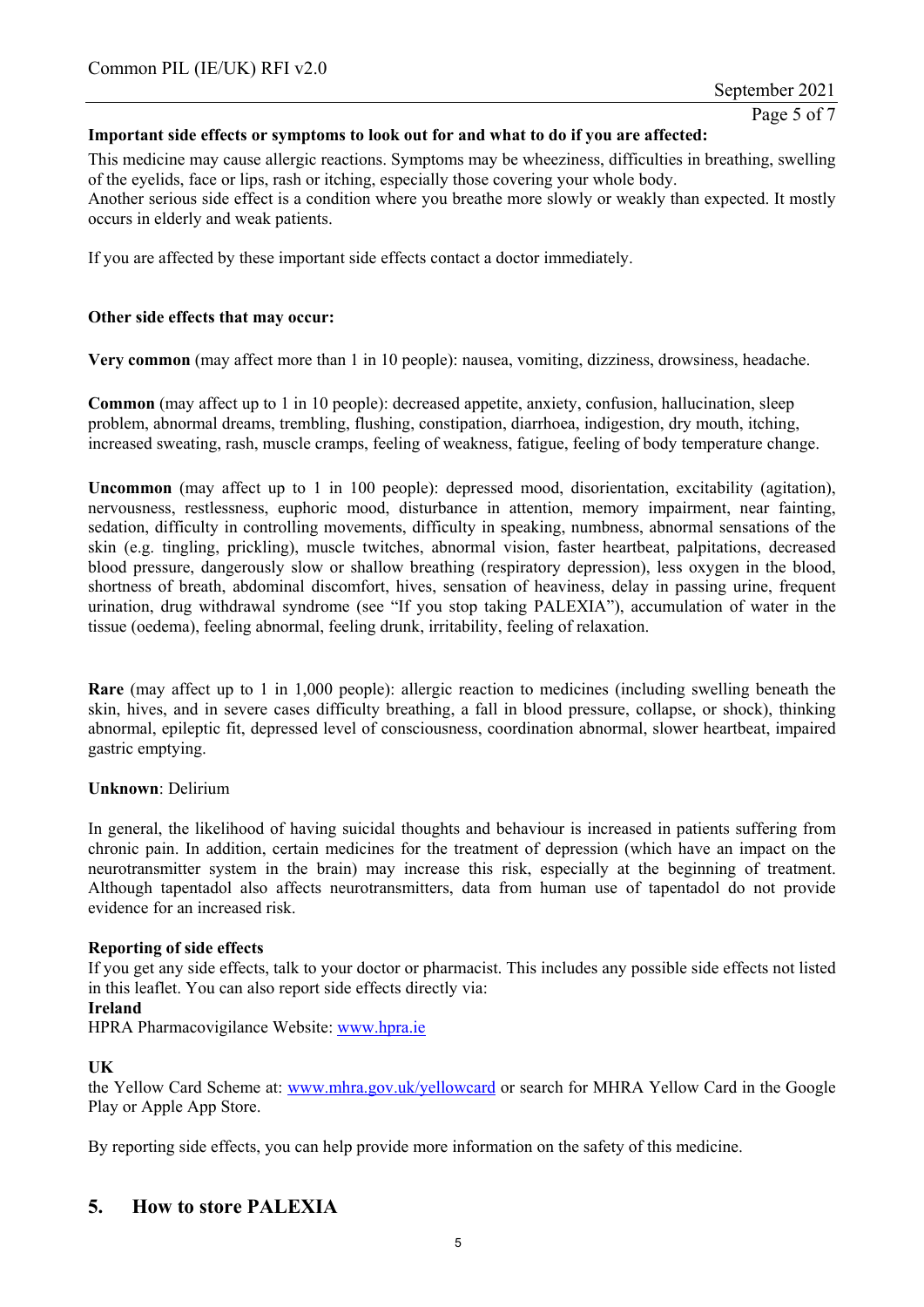**Important side effects or symptoms to look out for and what to do if you are affected:**

This medicine may cause allergic reactions. Symptoms may be wheeziness, difficulties in breathing, swelling of the eyelids, face or lips, rash or itching, especially those covering your whole body.
Another serious side effect is a condition where you breathe more slowly or weakly than expected. It mostly occurs in elderly and weak patients.

If you are affected by these important side effects contact a doctor immediately.

**Other side effects that may occur:**

**Very common** (may affect more than 1 in 10 people): nausea, vomiting, dizziness, drowsiness, headache.

**Common** (may affect up to 1 in 10 people): decreased appetite, anxiety, confusion, hallucination, sleep problem, abnormal dreams, trembling, flushing, constipation, diarrhoea, indigestion, dry mouth, itching, increased sweating, rash, muscle cramps, feeling of weakness, fatigue, feeling of body temperature change.

**Uncommon** (may affect up to 1 in 100 people): depressed mood, disorientation, excitability (agitation), nervousness, restlessness, euphoric mood, disturbance in attention, memory impairment, near fainting, sedation, difficulty in controlling movements, difficulty in speaking, numbness, abnormal sensations of the skin (e.g. tingling, prickling), muscle twitches, abnormal vision, faster heartbeat, palpitations, decreased blood pressure, dangerously slow or shallow breathing (respiratory depression), less oxygen in the blood, shortness of breath, abdominal discomfort, hives, sensation of heaviness, delay in passing urine, frequent urination, drug withdrawal syndrome (see "If you stop taking PALEXIA"), accumulation of water in the tissue (oedema), feeling abnormal, feeling drunk, irritability, feeling of relaxation.

**Rare** (may affect up to 1 in 1,000 people): allergic reaction to medicines (including swelling beneath the skin, hives, and in severe cases difficulty breathing, a fall in blood pressure, collapse, or shock), thinking abnormal, epileptic fit, depressed level of consciousness, coordination abnormal, slower heartbeat, impaired gastric emptying.

**Unknown**: Delirium

In general, the likelihood of having suicidal thoughts and behaviour is increased in patients suffering from chronic pain. In addition, certain medicines for the treatment of depression (which have an impact on the neurotransmitter system in the brain) may increase this risk, especially at the beginning of treatment. Although tapentadol also affects neurotransmitters, data from human use of tapentadol do not provide evidence for an increased risk.

**Reporting of side effects**

If you get any side effects, talk to your doctor or pharmacist. This includes any possible side effects not listed in this leaflet. You can also report side effects directly via:

**Ireland**

HPRA Pharmacovigilance Website: www.hpra.ie

**UK**

the Yellow Card Scheme at: www.mhra.gov.uk/yellowcard or search for MHRA Yellow Card in the Google Play or Apple App Store.

By reporting side effects, you can help provide more information on the safety of this medicine.

## 5. How to store PALEXIA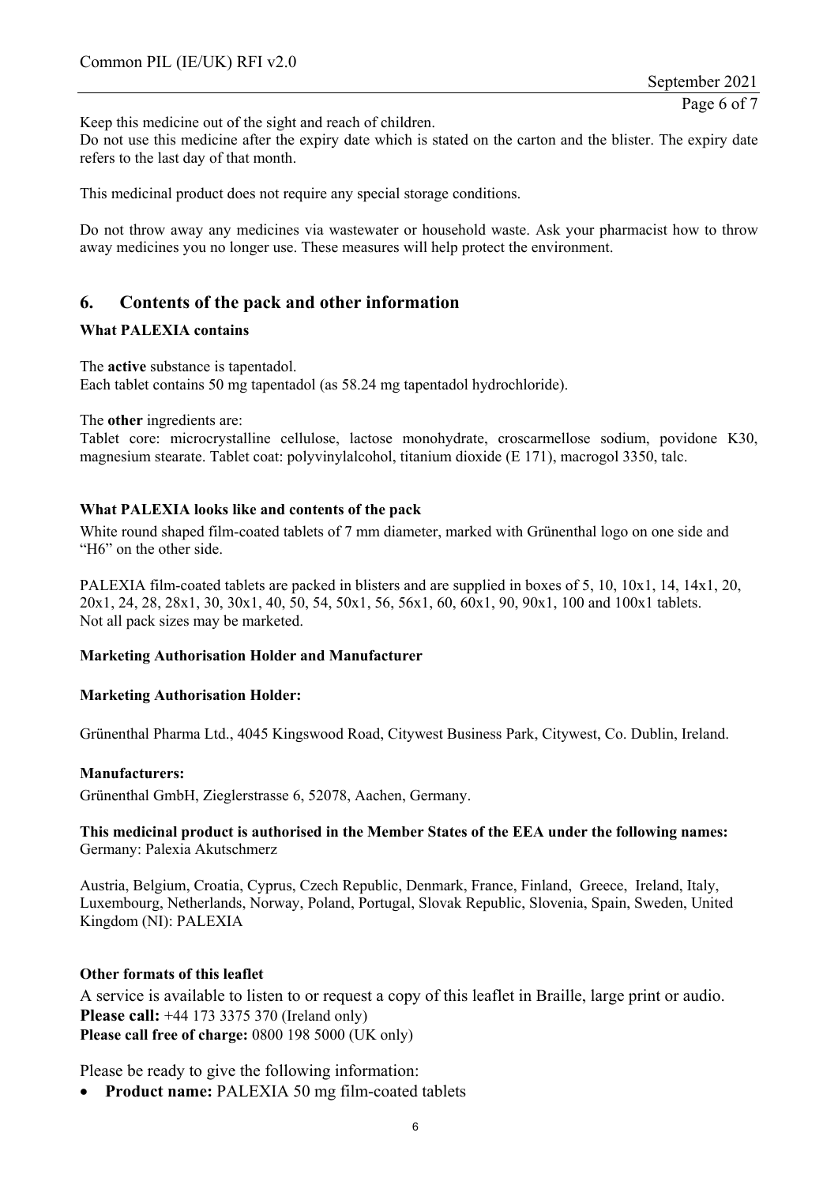Keep this medicine out of the sight and reach of children.
Do not use this medicine after the expiry date which is stated on the carton and the blister. The expiry date refers to the last day of that month.

This medicinal product does not require any special storage conditions.

Do not throw away any medicines via wastewater or household waste. Ask your pharmacist how to throw away medicines you no longer use. These measures will help protect the environment.

## 6. Contents of the pack and other information

**What PALEXIA contains**

The **active** substance is tapentadol.
Each tablet contains 50 mg tapentadol (as 58.24 mg tapentadol hydrochloride).

The **other** ingredients are:
Tablet core: microcrystalline cellulose, lactose monohydrate, croscarmellose sodium, povidone K30, magnesium stearate. Tablet coat: polyvinylalcohol, titanium dioxide (E 171), macrogol 3350, talc.

**What PALEXIA looks like and contents of the pack**

White round shaped film-coated tablets of 7 mm diameter, marked with Grünenthal logo on one side and "H6" on the other side.

PALEXIA film-coated tablets are packed in blisters and are supplied in boxes of 5, 10, 10x1, 14, 14x1, 20, 20x1, 24, 28, 28x1, 30, 30x1, 40, 50, 54, 50x1, 56, 56x1, 60, 60x1, 90, 90x1, 100 and 100x1 tablets.
Not all pack sizes may be marketed.

**Marketing Authorisation Holder and Manufacturer**

**Marketing Authorisation Holder:**

Grünenthal Pharma Ltd., 4045 Kingswood Road, Citywest Business Park, Citywest, Co. Dublin, Ireland.

**Manufacturers:**
Grünenthal GmbH, Zieglerstrasse 6, 52078, Aachen, Germany.

**This medicinal product is authorised in the Member States of the EEA under the following names:**
Germany: Palexia Akutschmerz

Austria, Belgium, Croatia, Cyprus, Czech Republic, Denmark, France, Finland, Greece, Ireland, Italy, Luxembourg, Netherlands, Norway, Poland, Portugal, Slovak Republic, Slovenia, Spain, Sweden, United Kingdom (NI): PALEXIA

**Other formats of this leaflet**

A service is available to listen to or request a copy of this leaflet in Braille, large print or audio.
**Please call:** +44 173 3375 370 (Ireland only)
**Please call free of charge:** 0800 198 5000 (UK only)

Please be ready to give the following information:

- **Product name:** PALEXIA 50 mg film-coated tablets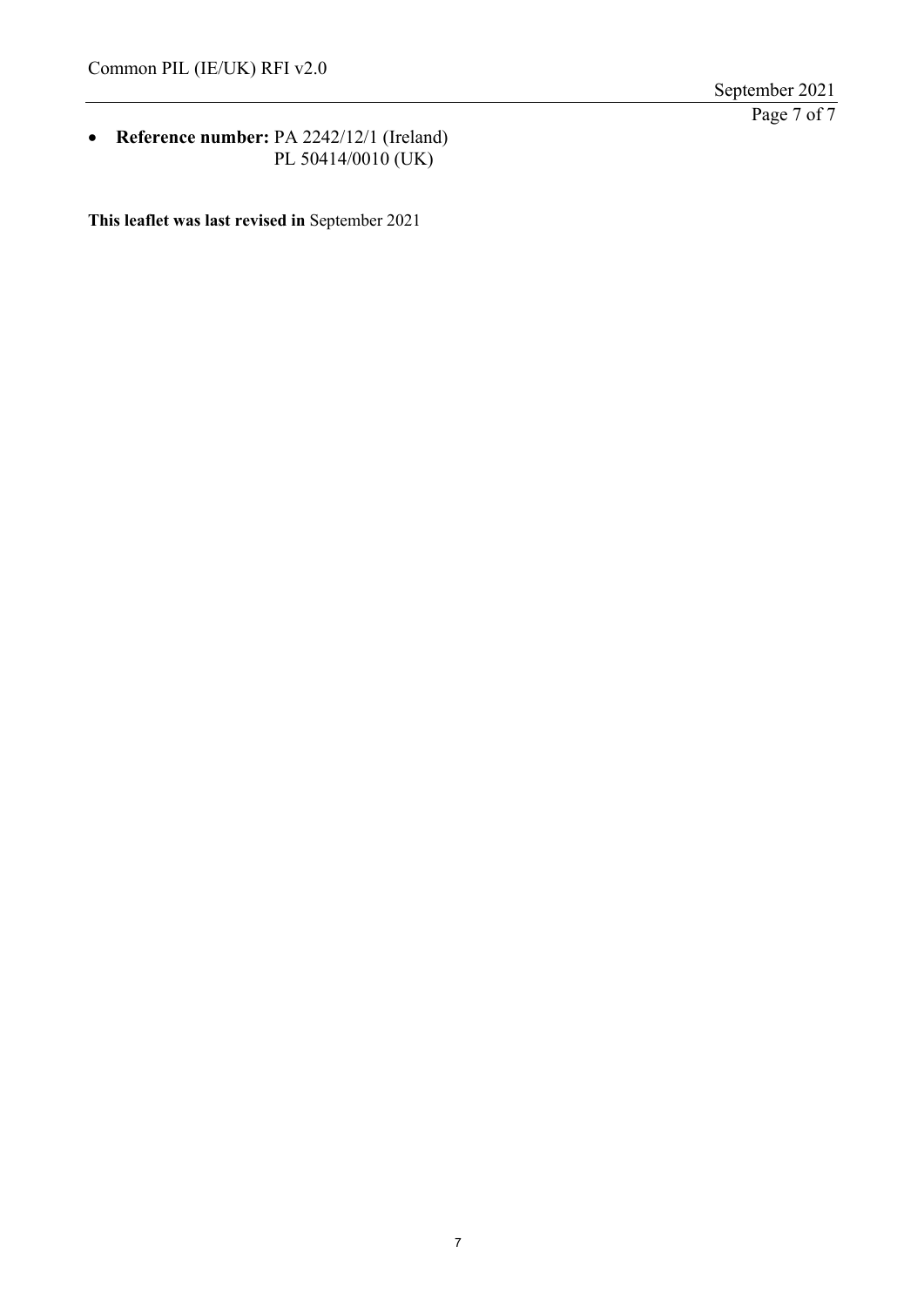- **Reference number:** PA 2242/12/1 (Ireland)
  PL 50414/0010 (UK)

**This leaflet was last revised in** September 2021